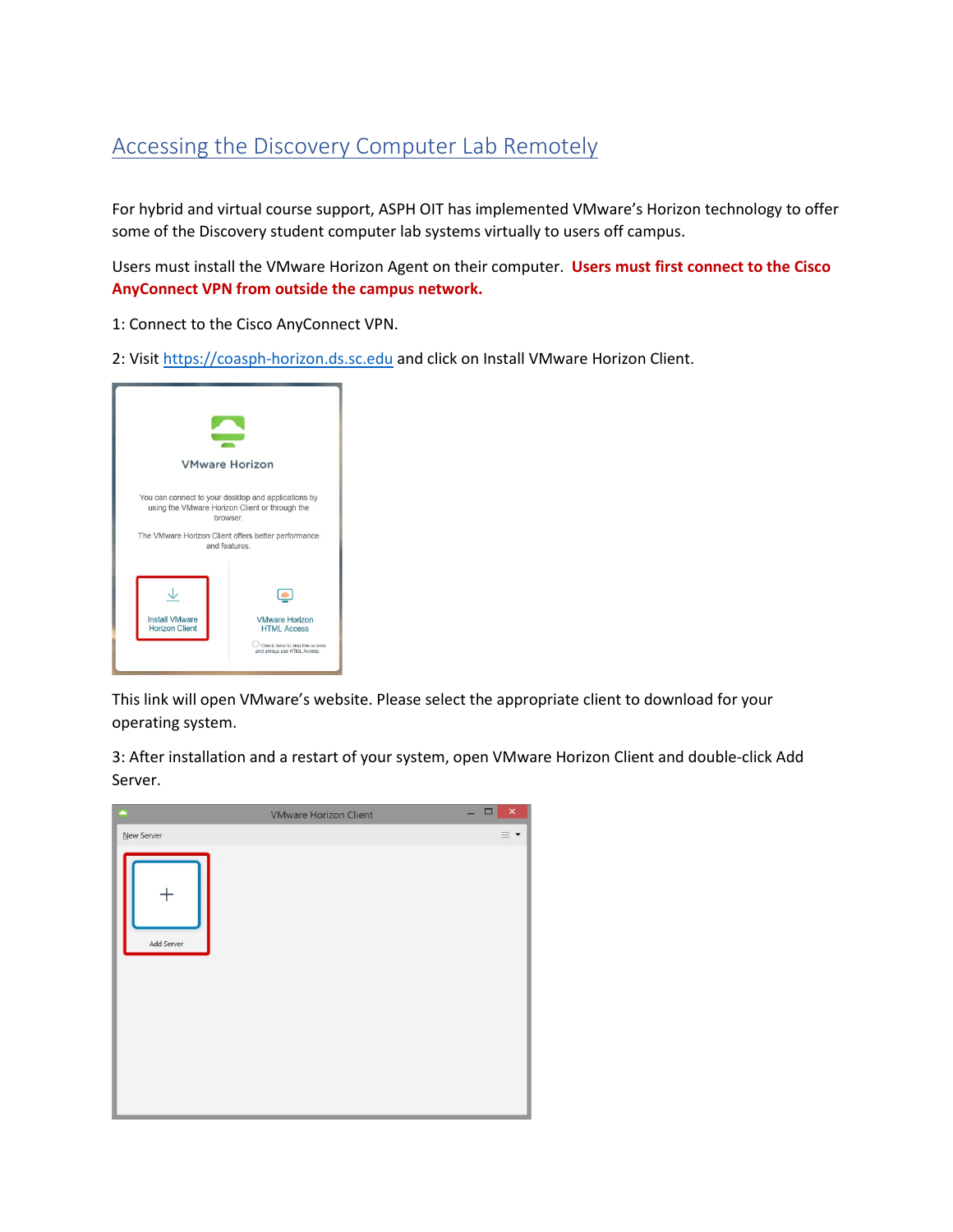# Accessing the Discovery Computer Lab Remotely

For hybrid and virtual course support, ASPH OIT has implemented VMware's Horizon technology to offer some of the Discovery student computer lab systems virtually to users off campus.

Users must install the VMware Horizon Agent on their computer. **Users must first connect to the Cisco AnyConnect VPN from outside the campus network.**

1: Connect to the Cisco AnyConnect VPN.

2: Visit https://coasph-horizon.ds.sc.edu and click on Install VMware Horizon Client.

This link will open VMware's website. Please select the appropriate client to download for your operating system.

3: After installation and a restart of your system, open VMware Horizon Client and double-click Add Server.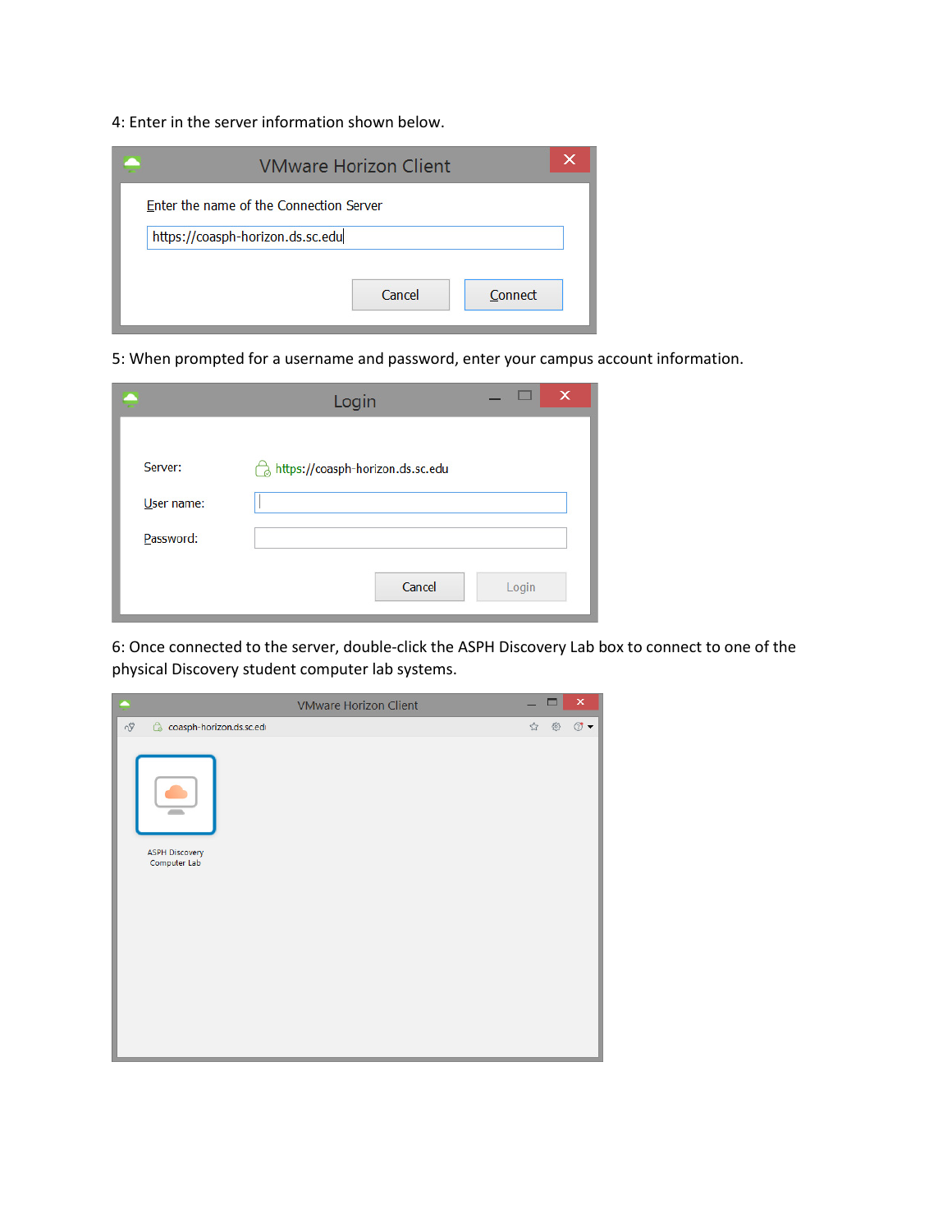4: Enter in the server information shown below.

VMware Horizon Client

Enter the name of the Connection Server

https://coasph-horizon.ds.sc.edu

Cancel | Connect

5: When prompted for a username and password, enter your campus account information.

Login

Server: https://coasph-horizon.ds.sc.edu

User name:

Password:

Cancel | Login

6: Once connected to the server, double-click the ASPH Discovery Lab box to connect to one of the physical Discovery student computer lab systems.

VMware Horizon Client

coasph-horizon.ds.sc.edu

ASPH Discovery Computer Lab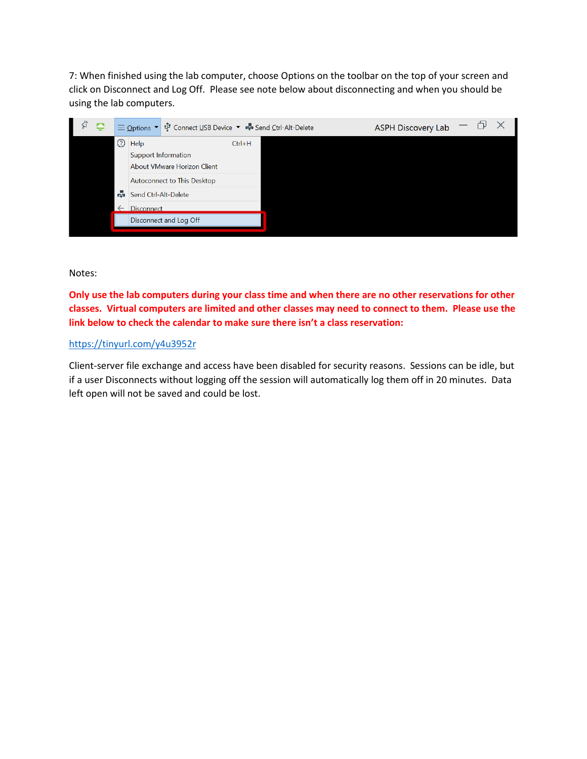7: When finished using the lab computer, choose Options on the toolbar on the top of your screen and click on Disconnect and Log Off. Please see note below about disconnecting and when you should be using the lab computers.

Notes:

**Only use the lab computers during your class time and when there are no other reservations for other classes. Virtual computers are limited and other classes may need to connect to them. Please use the link below to check the calendar to make sure there isn't a class reservation:**

https://tinyurl.com/y4u3952r

Client-server file exchange and access have been disabled for security reasons. Sessions can be idle, but if a user Disconnects without logging off the session will automatically log them off in 20 minutes. Data left open will not be saved and could be lost.